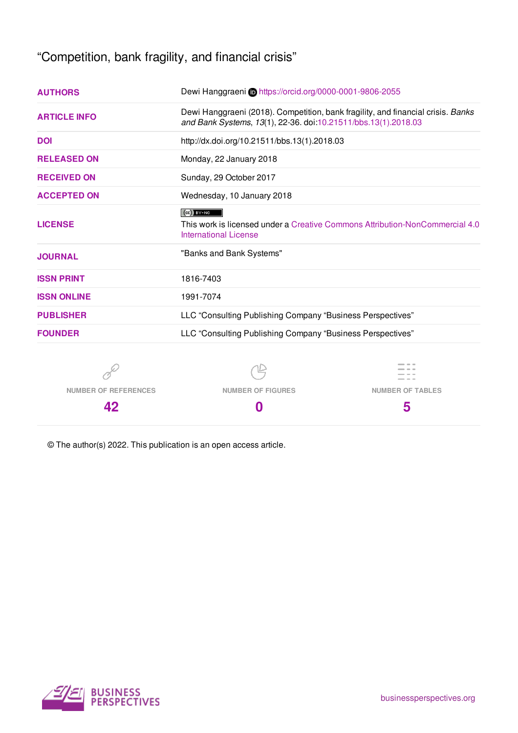# "Competition, bank fragility, and financial crisis"

| | |
|---|---|
| **AUTHORS** | Dewi Hanggraeni https://orcid.org/0000-0001-9806-2055 |
| **ARTICLE INFO** | Dewi Hanggraeni (2018). Competition, bank fragility, and financial crisis. *Banks and Bank Systems*, *13*(1), 22-36. doi:10.21511/bbs.13(1).2018.03 |
| **DOI** | http://dx.doi.org/10.21511/bbs.13(1).2018.03 |
| **RELEASED ON** | Monday, 22 January 2018 |
| **RECEIVED ON** | Sunday, 29 October 2017 |
| **ACCEPTED ON** | Wednesday, 10 January 2018 |
| **LICENSE** | This work is licensed under a Creative Commons Attribution-NonCommercial 4.0 International License |
| **JOURNAL** | "Banks and Bank Systems" |
| **ISSN PRINT** | 1816-7403 |
| **ISSN ONLINE** | 1991-7074 |
| **PUBLISHER** | LLC "Consulting Publishing Company "Business Perspectives" |
| **FOUNDER** | LLC "Consulting Publishing Company "Business Perspectives" |

| NUMBER OF REFERENCES | NUMBER OF FIGURES | NUMBER OF TABLES |
|---|---|---|
| 42 | 0 | 5 |

© The author(s) 2022. This publication is an open access article.

BUSINESS PERSPECTIVES

businessperspectives.org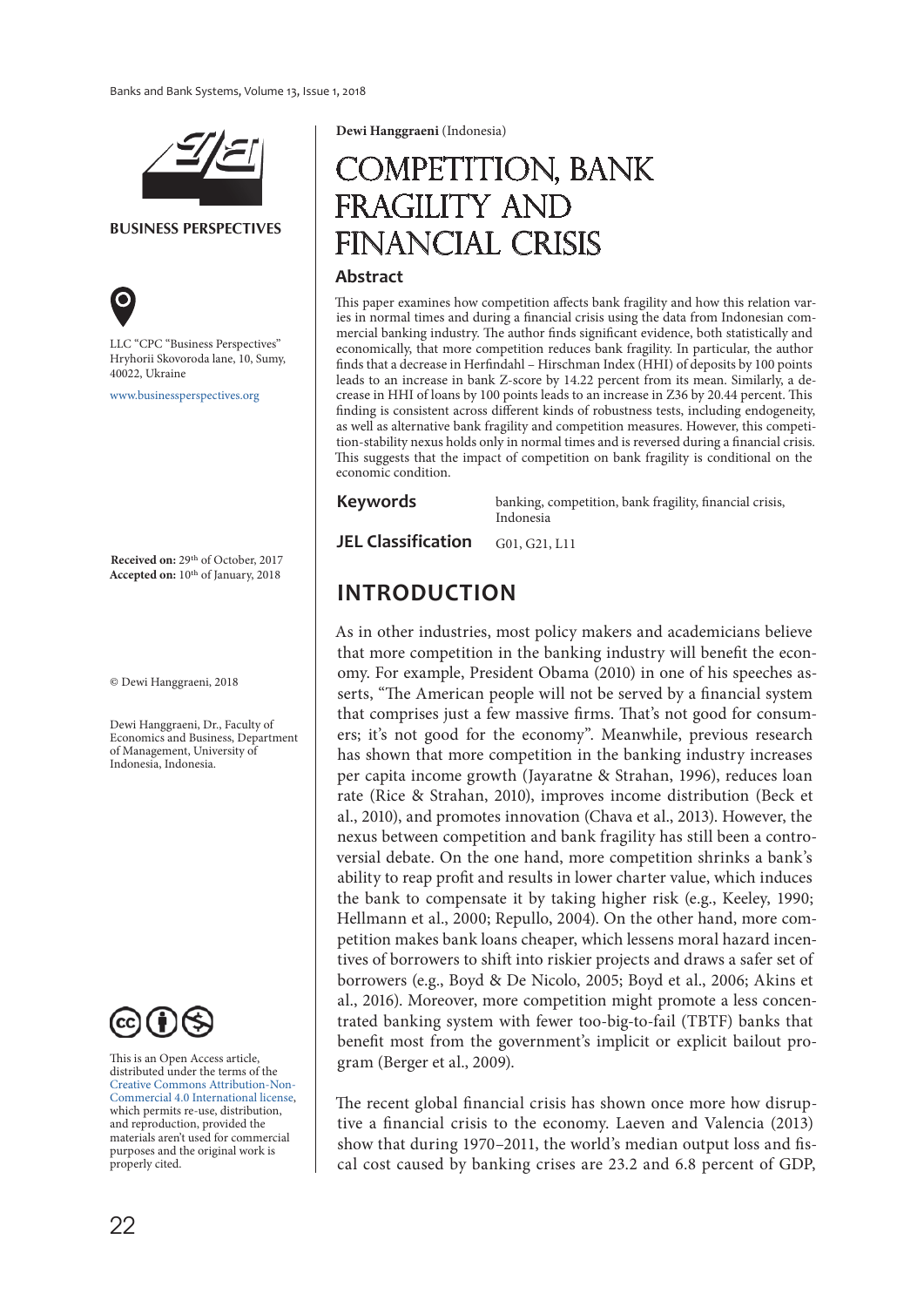**Dewi Hanggraeni** (Indonesia)

# COMPETITION, BANK FRAGILITY AND FINANCIAL CRISIS

BUSINESS PERSPECTIVES

LLC "CPC "Business Perspectives" Hryhorii Skovoroda lane, 10, Sumy, 40022, Ukraine

www.businessperspectives.org

**Received on:** 29th of October, 2017
**Accepted on:** 10th of January, 2018

© Dewi Hanggraeni, 2018

Dewi Hanggraeni, Dr., Faculty of Economics and Business, Department of Management, University of Indonesia, Indonesia.

This is an Open Access article, distributed under the terms of the Creative Commons Attribution-Non-Commercial 4.0 International license, which permits re-use, distribution, and reproduction, provided the materials aren't used for commercial purposes and the original work is properly cited.

## Abstract

This paper examines how competition affects bank fragility and how this relation varies in normal times and during a financial crisis using the data from Indonesian commercial banking industry. The author finds significant evidence, both statistically and economically, that more competition reduces bank fragility. In particular, the author finds that a decrease in Herfindahl – Hirschman Index (HHI) of deposits by 100 points leads to an increase in bank Z-score by 14.22 percent from its mean. Similarly, a decrease in HHI of loans by 100 points leads to an increase in Z36 by 20.44 percent. This finding is consistent across different kinds of robustness tests, including endogeneity, as well as alternative bank fragility and competition measures. However, this competition-stability nexus holds only in normal times and is reversed during a financial crisis. This suggests that the impact of competition on bank fragility is conditional on the economic condition.

**Keywords** banking, competition, bank fragility, financial crisis, Indonesia

**JEL Classification** G01, G21, L11

## INTRODUCTION

As in other industries, most policy makers and academicians believe that more competition in the banking industry will benefit the economy. For example, President Obama (2010) in one of his speeches asserts, "The American people will not be served by a financial system that comprises just a few massive firms. That's not good for consumers; it's not good for the economy". Meanwhile, previous research has shown that more competition in the banking industry increases per capita income growth (Jayaratne & Strahan, 1996), reduces loan rate (Rice & Strahan, 2010), improves income distribution (Beck et al., 2010), and promotes innovation (Chava et al., 2013). However, the nexus between competition and bank fragility has still been a controversial debate. On the one hand, more competition shrinks a bank's ability to reap profit and results in lower charter value, which induces the bank to compensate it by taking higher risk (e.g., Keeley, 1990; Hellmann et al., 2000; Repullo, 2004). On the other hand, more competition makes bank loans cheaper, which lessens moral hazard incentives of borrowers to shift into riskier projects and draws a safer set of borrowers (e.g., Boyd & De Nicolo, 2005; Boyd et al., 2006; Akins et al., 2016). Moreover, more competition might promote a less concentrated banking system with fewer too-big-to-fail (TBTF) banks that benefit most from the government's implicit or explicit bailout program (Berger et al., 2009).

The recent global financial crisis has shown once more how disruptive a financial crisis to the economy. Laeven and Valencia (2013) show that during 1970–2011, the world's median output loss and fiscal cost caused by banking crises are 23.2 and 6.8 percent of GDP,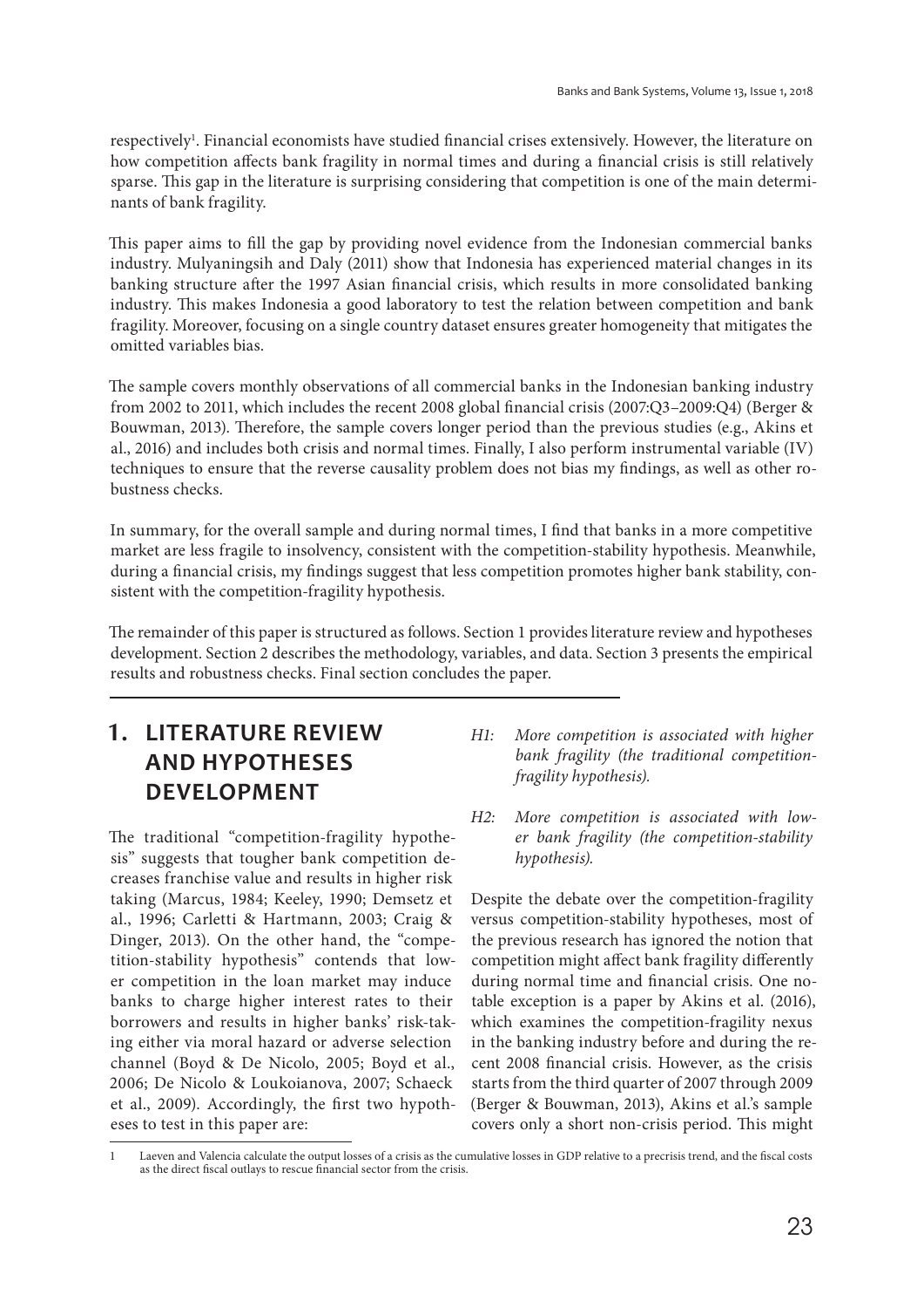respectively[1]. Financial economists have studied financial crises extensively. However, the literature on how competition affects bank fragility in normal times and during a financial crisis is still relatively sparse. This gap in the literature is surprising considering that competition is one of the main determinants of bank fragility.

This paper aims to fill the gap by providing novel evidence from the Indonesian commercial banks industry. Mulyaningsih and Daly (2011) show that Indonesia has experienced material changes in its banking structure after the 1997 Asian financial crisis, which results in more consolidated banking industry. This makes Indonesia a good laboratory to test the relation between competition and bank fragility. Moreover, focusing on a single country dataset ensures greater homogeneity that mitigates the omitted variables bias.

The sample covers monthly observations of all commercial banks in the Indonesian banking industry from 2002 to 2011, which includes the recent 2008 global financial crisis (2007:Q3–2009:Q4) (Berger & Bouwman, 2013). Therefore, the sample covers longer period than the previous studies (e.g., Akins et al., 2016) and includes both crisis and normal times. Finally, I also perform instrumental variable (IV) techniques to ensure that the reverse causality problem does not bias my findings, as well as other robustness checks.

In summary, for the overall sample and during normal times, I find that banks in a more competitive market are less fragile to insolvency, consistent with the competition-stability hypothesis. Meanwhile, during a financial crisis, my findings suggest that less competition promotes higher bank stability, consistent with the competition-fragility hypothesis.

The remainder of this paper is structured as follows. Section 1 provides literature review and hypotheses development. Section 2 describes the methodology, variables, and data. Section 3 presents the empirical results and robustness checks. Final section concludes the paper.

## 1. LITERATURE REVIEW AND HYPOTHESES DEVELOPMENT

The traditional "competition-fragility hypothesis" suggests that tougher bank competition decreases franchise value and results in higher risk taking (Marcus, 1984; Keeley, 1990; Demsetz et al., 1996; Carletti & Hartmann, 2003; Craig & Dinger, 2013). On the other hand, the "competition-stability hypothesis" contends that lower competition in the loan market may induce banks to charge higher interest rates to their borrowers and results in higher banks' risk-taking either via moral hazard or adverse selection channel (Boyd & De Nicolo, 2005; Boyd et al., 2006; De Nicolo & Loukoianova, 2007; Schaeck et al., 2009). Accordingly, the first two hypotheses to test in this paper are:

*H1: More competition is associated with higher bank fragility (the traditional competition-fragility hypothesis).*

*H2: More competition is associated with lower bank fragility (the competition-stability hypothesis).*

Despite the debate over the competition-fragility versus competition-stability hypotheses, most of the previous research has ignored the notion that competition might affect bank fragility differently during normal time and financial crisis. One notable exception is a paper by Akins et al. (2016), which examines the competition-fragility nexus in the banking industry before and during the recent 2008 financial crisis. However, as the crisis starts from the third quarter of 2007 through 2009 (Berger & Bouwman, 2013), Akins et al.'s sample covers only a short non-crisis period. This might

[1] Laeven and Valencia calculate the output losses of a crisis as the cumulative losses in GDP relative to a precrisis trend, and the fiscal costs as the direct fiscal outlays to rescue financial sector from the crisis.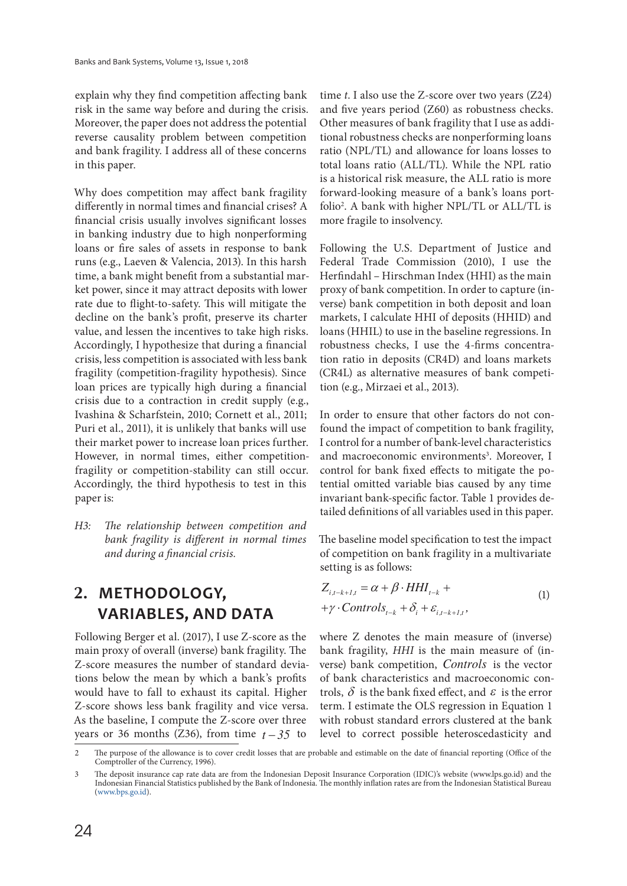explain why they find competition affecting bank risk in the same way before and during the crisis. Moreover, the paper does not address the potential reverse causality problem between competition and bank fragility. I address all of these concerns in this paper.

Why does competition may affect bank fragility differently in normal times and financial crises? A financial crisis usually involves significant losses in banking industry due to high nonperforming loans or fire sales of assets in response to bank runs (e.g., Laeven & Valencia, 2013). In this harsh time, a bank might benefit from a substantial market power, since it may attract deposits with lower rate due to flight-to-safety. This will mitigate the decline on the bank's profit, preserve its charter value, and lessen the incentives to take high risks. Accordingly, I hypothesize that during a financial crisis, less competition is associated with less bank fragility (competition-fragility hypothesis). Since loan prices are typically high during a financial crisis due to a contraction in credit supply (e.g., Ivashina & Scharfstein, 2010; Cornett et al., 2011; Puri et al., 2011), it is unlikely that banks will use their market power to increase loan prices further. However, in normal times, either competition-fragility or competition-stability can still occur. Accordingly, the third hypothesis to test in this paper is:

*H3: The relationship between competition and bank fragility is different in normal times and during a financial crisis.*

## 2. METHODOLOGY, VARIABLES, AND DATA

Following Berger et al. (2017), I use Z-score as the main proxy of overall (inverse) bank fragility. The Z-score measures the number of standard deviations below the mean by which a bank's profits would have to fall to exhaust its capital. Higher Z-score shows less bank fragility and vice versa. As the baseline, I compute the Z-score over three years or 36 months (Z36), from time $t-35$ to time $t$. I also use the Z-score over two years (Z24) and five years period (Z60) as robustness checks. Other measures of bank fragility that I use as additional robustness checks are nonperforming loans ratio (NPL/TL) and allowance for loans losses to total loans ratio (ALL/TL). While the NPL ratio is a historical risk measure, the ALL ratio is more forward-looking measure of a bank's loans portfolio[2]. A bank with higher NPL/TL or ALL/TL is more fragile to insolvency.

Following the U.S. Department of Justice and Federal Trade Commission (2010), I use the Herfindahl – Hirschman Index (HHI) as the main proxy of bank competition. In order to capture (inverse) bank competition in both deposit and loan markets, I calculate HHI of deposits (HHID) and loans (HHIL) to use in the baseline regressions. In robustness checks, I use the 4-firms concentration ratio in deposits (CR4D) and loans markets (CR4L) as alternative measures of bank competition (e.g., Mirzaei et al., 2013).

In order to ensure that other factors do not confound the impact of competition to bank fragility, I control for a number of bank-level characteristics and macroeconomic environments[3]. Moreover, I control for bank fixed effects to mitigate the potential omitted variable bias caused by any time invariant bank-specific factor. Table 1 provides detailed definitions of all variables used in this paper.

The baseline model specification to test the impact of competition on bank fragility in a multivariate setting is as follows:

$$Z_{i,t-k+1,t} = \alpha + \beta \cdot HHI_{t-k} + \\ +\gamma \cdot Controls_{t-k} + \delta_i + \varepsilon_{i,t-k+1,t}, \tag{1}$$

where Z denotes the main measure of (inverse) bank fragility, *HHI* is the main measure of (inverse) bank competition, *Controls* is the vector of bank characteristics and macroeconomic controls, $\delta$ is the bank fixed effect, and $\varepsilon$ is the error term. I estimate the OLS regression in Equation 1 with robust standard errors clustered at the bank level to correct possible heteroscedasticity and

2 The purpose of the allowance is to cover credit losses that are probable and estimable on the date of financial reporting (Office of the Comptroller of the Currency, 1996).

3 The deposit insurance cap rate data are from the Indonesian Deposit Insurance Corporation (IDIC)'s website (www.lps.go.id) and the Indonesian Financial Statistics published by the Bank of Indonesia. The monthly inflation rates are from the Indonesian Statistical Bureau (www.bps.go.id).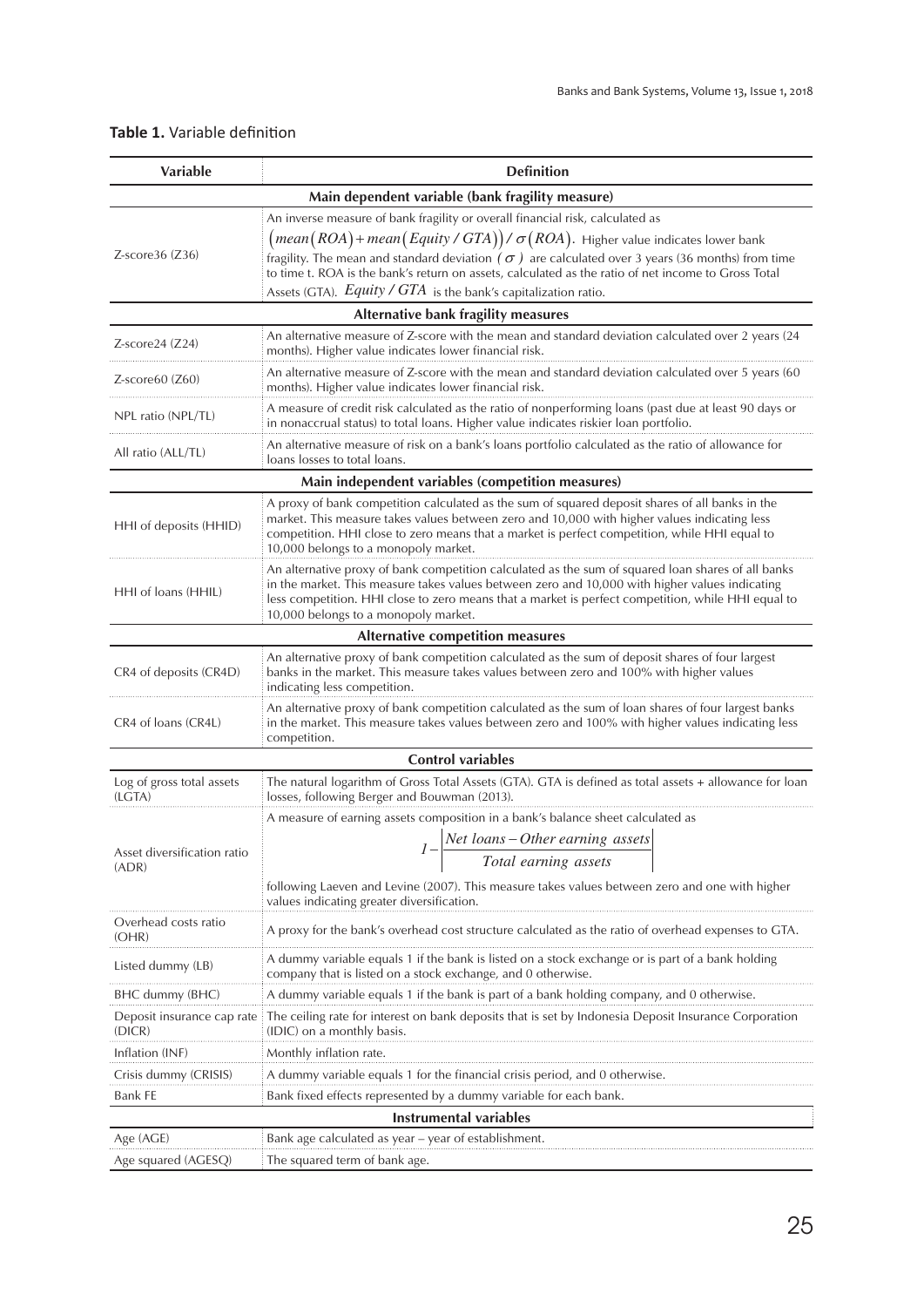**Table 1.** Variable definition

| Variable | Definition |
|---|---|
| **Main dependent variable (bank fragility measure)** | |
| Z-score36 (Z36) | An inverse measure of bank fragility or overall financial risk, calculated as $\left(mean(ROA)+mean(Equity/GTA)\right)/\sigma(ROA)$. Higher value indicates lower bank fragility. The mean and standard deviation $(\sigma)$ are calculated over 3 years (36 months) from time to time t. ROA is the bank's return on assets, calculated as the ratio of net income to Gross Total Assets (GTA). $Equity/GTA$ is the bank's capitalization ratio. |
| **Alternative bank fragility measures** | |
| Z-score24 (Z24) | An alternative measure of Z-score with the mean and standard deviation calculated over 2 years (24 months). Higher value indicates lower financial risk. |
| Z-score60 (Z60) | An alternative measure of Z-score with the mean and standard deviation calculated over 5 years (60 months). Higher value indicates lower financial risk. |
| NPL ratio (NPL/TL) | A measure of credit risk calculated as the ratio of nonperforming loans (past due at least 90 days or in nonaccrual status) to total loans. Higher value indicates riskier loan portfolio. |
| All ratio (ALL/TL) | An alternative measure of risk on a bank's loans portfolio calculated as the ratio of allowance for loans losses to total loans. |
| **Main independent variables (competition measures)** | |
| HHI of deposits (HHID) | A proxy of bank competition calculated as the sum of squared deposit shares of all banks in the market. This measure takes values between zero and 10,000 with higher values indicating less competition. HHI close to zero means that a market is perfect competition, while HHI equal to 10,000 belongs to a monopoly market. |
| HHI of loans (HHIL) | An alternative proxy of bank competition calculated as the sum of squared loan shares of all banks in the market. This measure takes values between zero and 10,000 with higher values indicating less competition. HHI close to zero means that a market is perfect competition, while HHI equal to 10,000 belongs to a monopoly market. |
| **Alternative competition measures** | |
| CR4 of deposits (CR4D) | An alternative proxy of bank competition calculated as the sum of deposit shares of four largest banks in the market. This measure takes values between zero and 100% with higher values indicating less competition. |
| CR4 of loans (CR4L) | An alternative proxy of bank competition calculated as the sum of loan shares of four largest banks in the market. This measure takes values between zero and 100% with higher values indicating less competition. |
| **Control variables** | |
| Log of gross total assets (LGTA) | The natural logarithm of Gross Total Assets (GTA). GTA is defined as total assets + allowance for loan losses, following Berger and Bouwman (2013). |
| Asset diversification ratio (ADR) | A measure of earning assets composition in a bank's balance sheet calculated as $1-\left\lvert\frac{Net\ loans-Other\ earning\ assets}{Total\ earning\ assets}\right\rvert$ following Laeven and Levine (2007). This measure takes values between zero and one with higher values indicating greater diversification. |
| Overhead costs ratio (OHR) | A proxy for the bank's overhead cost structure calculated as the ratio of overhead expenses to GTA. |
| Listed dummy (LB) | A dummy variable equals 1 if the bank is listed on a stock exchange or is part of a bank holding company that is listed on a stock exchange, and 0 otherwise. |
| BHC dummy (BHC) | A dummy variable equals 1 if the bank is part of a bank holding company, and 0 otherwise. |
| Deposit insurance cap rate (DICR) | The ceiling rate for interest on bank deposits that is set by Indonesia Deposit Insurance Corporation (IDIC) on a monthly basis. |
| Inflation (INF) | Monthly inflation rate. |
| Crisis dummy (CRISIS) | A dummy variable equals 1 for the financial crisis period, and 0 otherwise. |
| Bank FE | Bank fixed effects represented by a dummy variable for each bank. |
| **Instrumental variables** | |
| Age (AGE) | Bank age calculated as year – year of establishment. |
| Age squared (AGESQ) | The squared term of bank age. |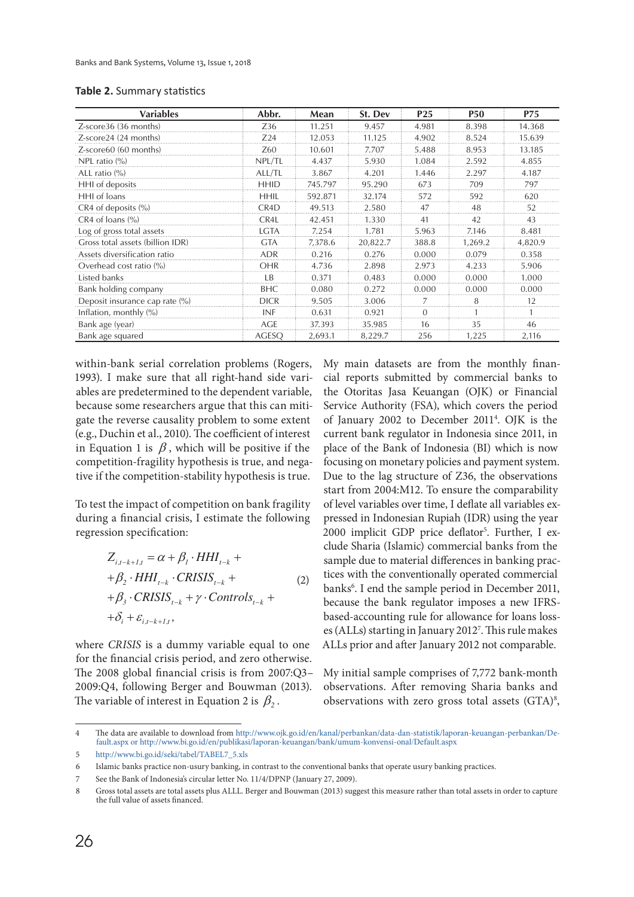**Table 2.** Summary statistics

| Variables | Abbr. | Mean | St. Dev | P25 | P50 | P75 |
|---|---|---|---|---|---|---|
| Z-score36 (36 months) | Z36 | 11.251 | 9.457 | 4.981 | 8.398 | 14.368 |
| Z-score24 (24 months) | Z24 | 12.053 | 11.125 | 4.902 | 8.524 | 15.639 |
| Z-score60 (60 months) | Z60 | 10.601 | 7.707 | 5.488 | 8.953 | 13.185 |
| NPL ratio (%) | NPL/TL | 4.437 | 5.930 | 1.084 | 2.592 | 4.855 |
| ALL ratio (%) | ALL/TL | 3.867 | 4.201 | 1.446 | 2.297 | 4.187 |
| HHI of deposits | HHID | 745.797 | 95.290 | 673 | 709 | 797 |
| HHI of loans | HHIL | 592.871 | 32.174 | 572 | 592 | 620 |
| CR4 of deposits (%) | CR4D | 49.513 | 2.580 | 47 | 48 | 52 |
| CR4 of loans (%) | CR4L | 42.451 | 1.330 | 41 | 42 | 43 |
| Log of gross total assets | LGTA | 7.254 | 1.781 | 5.963 | 7.146 | 8.481 |
| Gross total assets (billion IDR) | GTA | 7,378.6 | 20,822.7 | 388.8 | 1,269.2 | 4,820.9 |
| Assets diversification ratio | ADR | 0.216 | 0.276 | 0.000 | 0.079 | 0.358 |
| Overhead cost ratio (%) | OHR | 4.736 | 2.898 | 2.973 | 4.233 | 5.906 |
| Listed banks | LB | 0.371 | 0.483 | 0.000 | 0.000 | 1.000 |
| Bank holding company | BHC | 0.080 | 0.272 | 0.000 | 0.000 | 0.000 |
| Deposit insurance cap rate (%) | DICR | 9.505 | 3.006 | 7 | 8 | 12 |
| Inflation, monthly (%) | INF | 0.631 | 0.921 | 0 | 1 | 1 |
| Bank age (year) | AGE | 37.393 | 35.985 | 16 | 35 | 46 |
| Bank age squared | AGESQ | 2,693.1 | 8,229.7 | 256 | 1,225 | 2,116 |

within-bank serial correlation problems (Rogers, 1993). I make sure that all right-hand side variables are predetermined to the dependent variable, because some researchers argue that this can mitigate the reverse causality problem to some extent (e.g., Duchin et al., 2010). The coefficient of interest in Equation 1 is $\beta$, which will be positive if the competition-fragility hypothesis is true, and negative if the competition-stability hypothesis is true.

To test the impact of competition on bank fragility during a financial crisis, I estimate the following regression specification:

$$
\begin{aligned}
Z_{i,t-k+1,t} = \alpha + \beta_1 \cdot HHI_{t-k} + \\
+\beta_2 \cdot HHI_{t-k} \cdot CRISIS_{t-k} + \\
+\beta_3 \cdot CRISIS_{t-k} + \gamma \cdot Controls_{t-k} + \\
+\delta_i + \varepsilon_{i,t-k+1,t},
\end{aligned}
\tag{2}
$$

where *CRISIS* is a dummy variable equal to one for the financial crisis period, and zero otherwise. The 2008 global financial crisis is from 2007:Q3–2009:Q4, following Berger and Bouwman (2013). The variable of interest in Equation 2 is $\beta_2$.

My main datasets are from the monthly financial reports submitted by commercial banks to the Otoritas Jasa Keuangan (OJK) or Financial Service Authority (FSA), which covers the period of January 2002 to December 2011[4]. OJK is the current bank regulator in Indonesia since 2011, in place of the Bank of Indonesia (BI) which is now focusing on monetary policies and payment system. Due to the lag structure of Z36, the observations start from 2004:M12. To ensure the comparability of level variables over time, I deflate all variables expressed in Indonesian Rupiah (IDR) using the year 2000 implicit GDP price deflator[5]. Further, I exclude Sharia (Islamic) commercial banks from the sample due to material differences in banking practices with the conventionally operated commercial banks[6]. I end the sample period in December 2011, because the bank regulator imposes a new IFRS-based-accounting rule for allowance for loans losses (ALLs) starting in January 2012[7]. This rule makes ALLs prior and after January 2012 not comparable.

My initial sample comprises of 7,772 bank-month observations. After removing Sharia banks and observations with zero gross total assets (GTA)[8],

---

4 The data are available to download from http://www.ojk.go.id/en/kanal/perbankan/data-dan-statistik/laporan-keuangan-perbankan/Default.aspx or http://www.bi.go.id/en/publikasi/laporan-keuangan/bank/umum-konvensi-onal/Default.aspx

5 http://www.bi.go.id/seki/tabel/TABEL7_5.xls

6 Islamic banks practice non-usury banking, in contrast to the conventional banks that operate usury banking practices.

7 See the Bank of Indonesia's circular letter No. 11/4/DPNP (January 27, 2009).

8 Gross total assets are total assets plus ALLL. Berger and Bouwman (2013) suggest this measure rather than total assets in order to capture the full value of assets financed.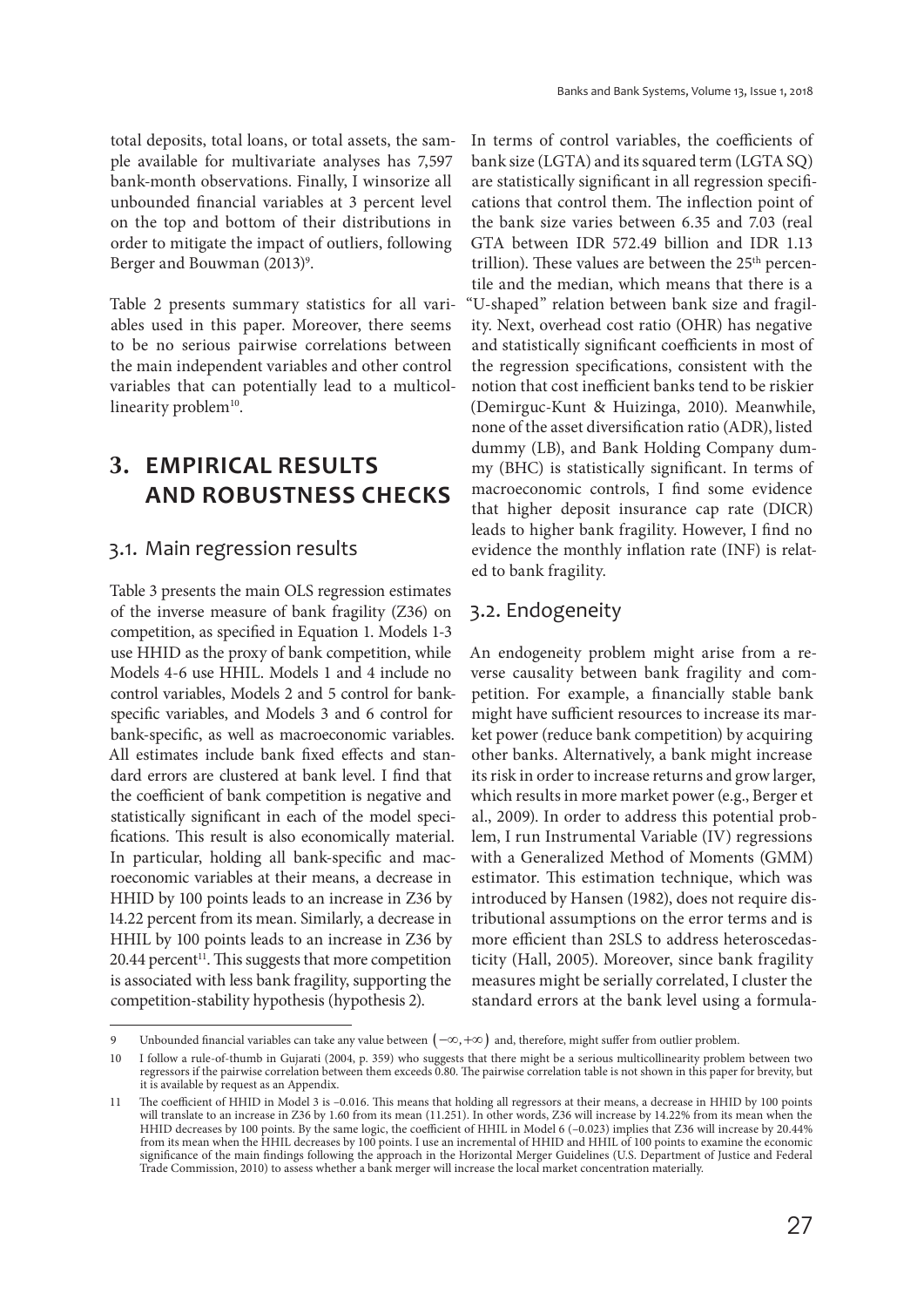total deposits, total loans, or total assets, the sample available for multivariate analyses has 7,597 bank-month observations. Finally, I winsorize all unbounded financial variables at 3 percent level on the top and bottom of their distributions in order to mitigate the impact of outliers, following Berger and Bouwman (2013)[9].

Table 2 presents summary statistics for all variables used in this paper. Moreover, there seems to be no serious pairwise correlations between the main independent variables and other control variables that can potentially lead to a multicollinearity problem[10].

# 3. EMPIRICAL RESULTS AND ROBUSTNESS CHECKS

## 3.1. Main regression results

Table 3 presents the main OLS regression estimates of the inverse measure of bank fragility (Z36) on competition, as specified in Equation 1. Models 1-3 use HHID as the proxy of bank competition, while Models 4-6 use HHIL. Models 1 and 4 include no control variables, Models 2 and 5 control for bank-specific variables, and Models 3 and 6 control for bank-specific, as well as macroeconomic variables. All estimates include bank fixed effects and standard errors are clustered at bank level. I find that the coefficient of bank competition is negative and statistically significant in each of the model specifications. This result is also economically material. In particular, holding all bank-specific and macroeconomic variables at their means, a decrease in HHID by 100 points leads to an increase in Z36 by 14.22 percent from its mean. Similarly, a decrease in HHIL by 100 points leads to an increase in Z36 by 20.44 percent[11]. This suggests that more competition is associated with less bank fragility, supporting the competition-stability hypothesis (hypothesis 2).

In terms of control variables, the coefficients of bank size (LGTA) and its squared term (LGTA SQ) are statistically significant in all regression specifications that control them. The inflection point of the bank size varies between 6.35 and 7.03 (real GTA between IDR 572.49 billion and IDR 1.13 trillion). These values are between the 25[th] percentile and the median, which means that there is a "U-shaped" relation between bank size and fragility. Next, overhead cost ratio (OHR) has negative and statistically significant coefficients in most of the regression specifications, consistent with the notion that cost inefficient banks tend to be riskier (Demirguc-Kunt & Huizinga, 2010). Meanwhile, none of the asset diversification ratio (ADR), listed dummy (LB), and Bank Holding Company dummy (BHC) is statistically significant. In terms of macroeconomic controls, I find some evidence that higher deposit insurance cap rate (DICR) leads to higher bank fragility. However, I find no evidence the monthly inflation rate (INF) is related to bank fragility.

## 3.2. Endogeneity

An endogeneity problem might arise from a reverse causality between bank fragility and competition. For example, a financially stable bank might have sufficient resources to increase its market power (reduce bank competition) by acquiring other banks. Alternatively, a bank might increase its risk in order to increase returns and grow larger, which results in more market power (e.g., Berger et al., 2009). In order to address this potential problem, I run Instrumental Variable (IV) regressions with a Generalized Method of Moments (GMM) estimator. This estimation technique, which was introduced by Hansen (1982), does not require distributional assumptions on the error terms and is more efficient than 2SLS to address heteroscedasticity (Hall, 2005). Moreover, since bank fragility measures might be serially correlated, I cluster the standard errors at the bank level using a formula-

---

9 Unbounded financial variables can take any value between $(-\infty, +\infty)$ and, therefore, might suffer from outlier problem.

10 I follow a rule-of-thumb in Gujarati (2004, p. 359) who suggests that there might be a serious multicollinearity problem between two regressors if the pairwise correlation between them exceeds 0.80. The pairwise correlation table is not shown in this paper for brevity, but it is available by request as an Appendix.

11 The coefficient of HHID in Model 3 is –0.016. This means that holding all regressors at their means, a decrease in HHID by 100 points will translate to an increase in Z36 by 1.60 from its mean (11.251). In other words, Z36 will increase by 14.22% from its mean when the HHID decreases by 100 points. By the same logic, the coefficient of HHIL in Model 6 (–0.023) implies that Z36 will increase by 20.44% from its mean when the HHIL decreases by 100 points. I use an incremental of HHID and HHIL of 100 points to examine the economic significance of the main findings following the approach in the Horizontal Merger Guidelines (U.S. Department of Justice and Federal Trade Commission, 2010) to assess whether a bank merger will increase the local market concentration materially.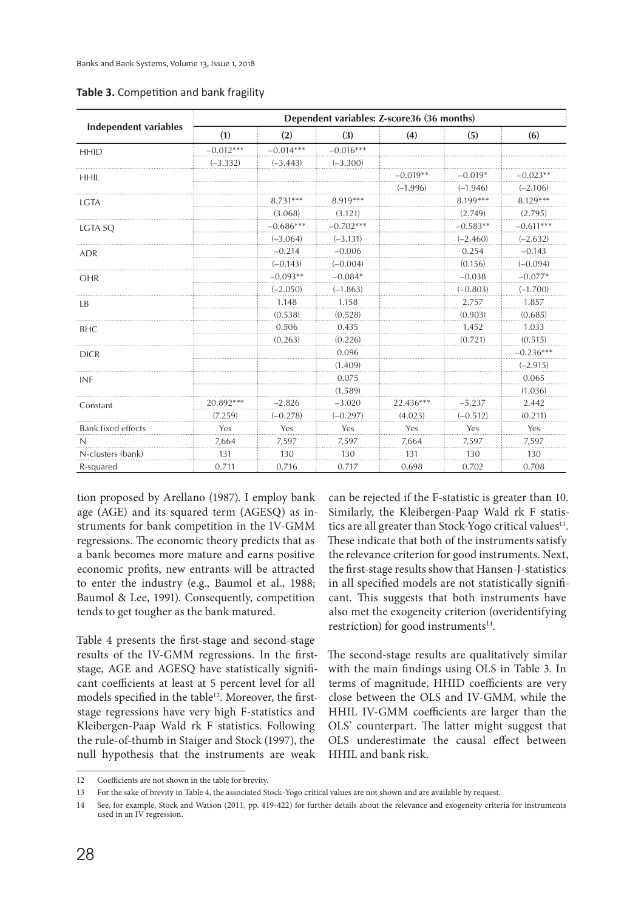**Table 3.** Competition and bank fragility

| Independent variables | Dependent variables: Z-score36 (36 months) | | | | | |
|---|---|---|---|---|---|---|
| | (1) | (2) | (3) | (4) | (5) | (6) |
| HHID | –0.012*** | –0.014*** | –0.016*** | | | |
| | (–3.332) | (–3.443) | (–3.300) | | | |
| HHIL | | | | –0.019** | –0.019* | –0.023** |
| | | | | (–1.996) | (–1.946) | (–2.106) |
| LGTA | | 8.731*** | 8.919*** | | 8.199*** | 8.129*** |
| | | (3.068) | (3.121) | | (2.749) | (2.795) |
| LGTA SQ | | –0.686*** | –0.702*** | | –0.583** | –0.611*** |
| | | (–3.064) | (–3.131) | | (–2.460) | (–2.632) |
| ADR | | –0.214 | –0.006 | | 0.254 | –0.143 |
| | | (–0.143) | (–0.004) | | (0.156) | (–0.094) |
| OHR | | –0.093** | –0.084* | | –0.038 | –0.077* |
| | | (–2.050) | (–1.863) | | (–0.803) | (–1.700) |
| LB | | 1.148 | 1.158 | | 2.757 | 1.857 |
| | | (0.538) | (0.528) | | (0.903) | (0.685) |
| BHC | | 0.506 | 0.435 | | 1.452 | 1.033 |
| | | (0.263) | (0.226) | | (0.721) | (0.515) |
| DICR | | | 0.096 | | | –0.236*** |
| | | | (1.409) | | | (–2.915) |
| INF | | | 0.075 | | | 0.065 |
| | | | (1.589) | | | (1.036) |
| Constant | 20.892*** | –2.826 | –3.020 | 22.436*** | –5.237 | 2.442 |
| | (7.259) | (–0.278) | (–0.297) | (4.023) | (–0.512) | (0.211) |
| Bank fixed effects | Yes | Yes | Yes | Yes | Yes | Yes |
| N | 7,664 | 7,597 | 7,597 | 7,664 | 7,597 | 7,597 |
| N-clusters (bank) | 131 | 130 | 130 | 131 | 130 | 130 |
| R-squared | 0.711 | 0.716 | 0.717 | 0.698 | 0.702 | 0.708 |

tion proposed by Arellano (1987). I employ bank age (AGE) and its squared term (AGESQ) as instruments for bank competition in the IV-GMM regressions. The economic theory predicts that as a bank becomes more mature and earns positive economic profits, new entrants will be attracted to enter the industry (e.g., Baumol et al., 1988; Baumol & Lee, 1991). Consequently, competition tends to get tougher as the bank matured.

Table 4 presents the first-stage and second-stage results of the IV-GMM regressions. In the first-stage, AGE and AGESQ have statistically significant coefficients at least at 5 percent level for all models specified in the table[12]. Moreover, the first-stage regressions have very high F-statistics and Kleibergen-Paap Wald rk F statistics. Following the rule-of-thumb in Staiger and Stock (1997), the null hypothesis that the instruments are weak can be rejected if the F-statistic is greater than 10. Similarly, the Kleibergen-Paap Wald rk F statistics are all greater than Stock-Yogo critical values[13]. These indicate that both of the instruments satisfy the relevance criterion for good instruments. Next, the first-stage results show that Hansen-J-statistics in all specified models are not statistically significant. This suggests that both instruments have also met the exogeneity criterion (overidentifying restriction) for good instruments[14].

The second-stage results are qualitatively similar with the main findings using OLS in Table 3. In terms of magnitude, HHID coefficients are very close between the OLS and IV-GMM, while the HHIL IV-GMM coefficients are larger than the OLS' counterpart. The latter might suggest that OLS underestimate the causal effect between HHIL and bank risk.

---

12 Coefficients are not shown in the table for brevity.

13 For the sake of brevity in Table 4, the associated Stock-Yogo critical values are not shown and are available by request.

14 See, for example, Stock and Watson (2011, pp. 419-422) for further details about the relevance and exogeneity criteria for instruments used in an IV regression.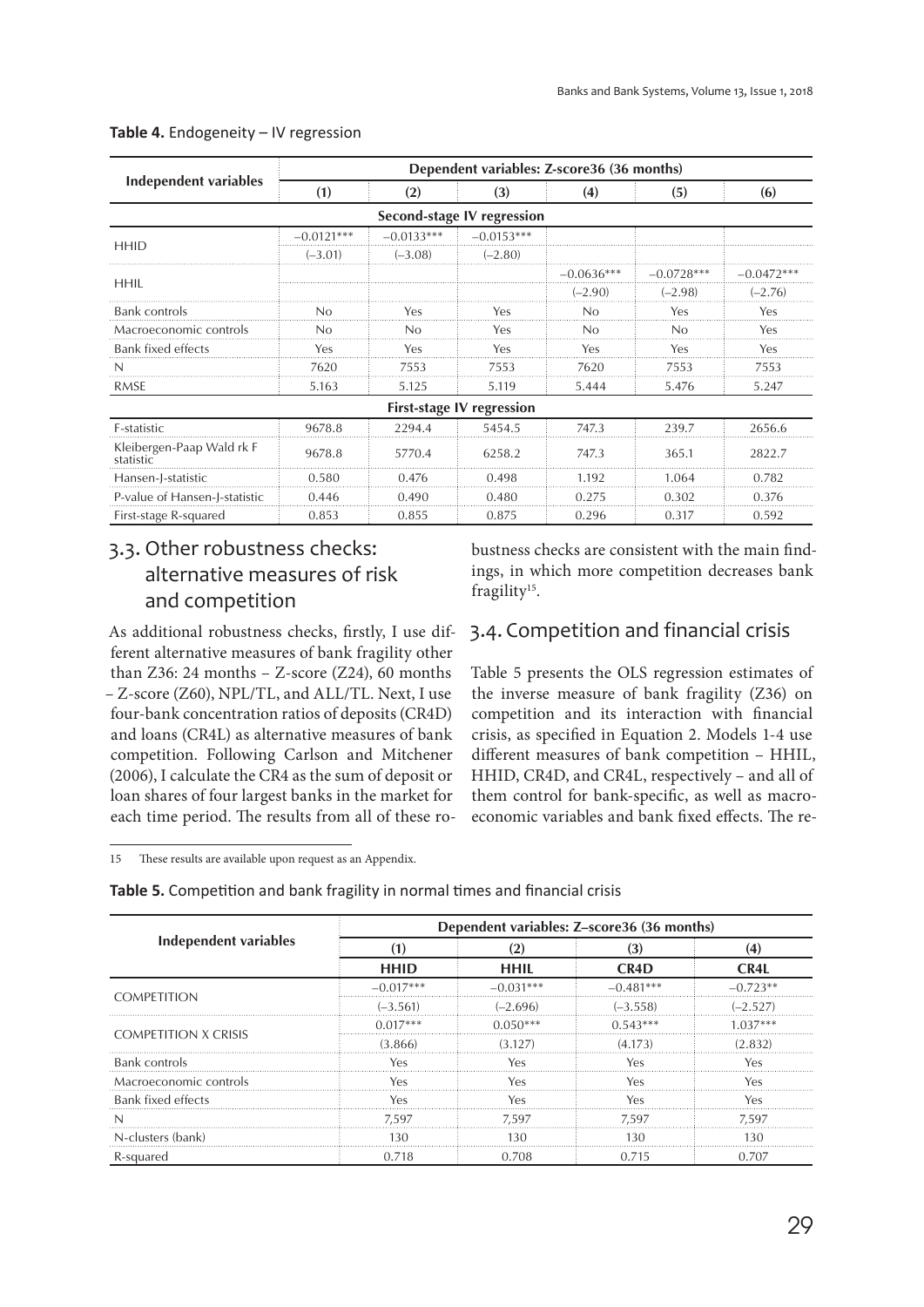**Table 4.** Endogeneity – IV regression

| Independent variables | Dependent variables: Z-score36 (36 months) | | | | | |
|---|---|---|---|---|---|---|
| | (1) | (2) | (3) | (4) | (5) | (6) |
| **Second-stage IV regression** | | | | | | |
| HHID | –0.0121*** | –0.0133*** | –0.0153*** | | | |
| | (–3.01) | (–3.08) | (–2.80) | | | |
| HHIL | | | | –0.0636*** | –0.0728*** | –0.0472*** |
| | | | | (–2.90) | (–2.98) | (–2.76) |
| Bank controls | No | Yes | Yes | No | Yes | Yes |
| Macroeconomic controls | No | No | Yes | No | No | Yes |
| Bank fixed effects | Yes | Yes | Yes | Yes | Yes | Yes |
| N | 7620 | 7553 | 7553 | 7620 | 7553 | 7553 |
| RMSE | 5.163 | 5.125 | 5.119 | 5.444 | 5.476 | 5.247 |
| **First-stage IV regression** | | | | | | |
| F-statistic | 9678.8 | 2294.4 | 5454.5 | 747.3 | 239.7 | 2656.6 |
| Kleibergen-Paap Wald rk F statistic | 9678.8 | 5770.4 | 6258.2 | 747.3 | 365.1 | 2822.7 |
| Hansen-J-statistic | 0.580 | 0.476 | 0.498 | 1.192 | 1.064 | 0.782 |
| P-value of Hansen-J-statistic | 0.446 | 0.490 | 0.480 | 0.275 | 0.302 | 0.376 |
| First-stage R-squared | 0.853 | 0.855 | 0.875 | 0.296 | 0.317 | 0.592 |

## 3.3. Other robustness checks: alternative measures of risk and competition

As additional robustness checks, firstly, I use different alternative measures of bank fragility other than Z36: 24 months – Z-score (Z24), 60 months – Z-score (Z60), NPL/TL, and ALL/TL. Next, I use four-bank concentration ratios of deposits (CR4D) and loans (CR4L) as alternative measures of bank competition. Following Carlson and Mitchener (2006), I calculate the CR4 as the sum of deposit or loan shares of four largest banks in the market for each time period. The results from all of these robustness checks are consistent with the main findings, in which more competition decreases bank fragility[15].

## 3.4. Competition and financial crisis

Table 5 presents the OLS regression estimates of the inverse measure of bank fragility (Z36) on competition and its interaction with financial crisis, as specified in Equation 2. Models 1-4 use different measures of bank competition – HHIL, HHID, CR4D, and CR4L, respectively – and all of them control for bank-specific, as well as macroeconomic variables and bank fixed effects. The re-

[15] These results are available upon request as an Appendix.

**Table 5.** Competition and bank fragility in normal times and financial crisis

| Independent variables | Dependent variables: Z–score36 (36 months) | | | |
|---|---|---|---|---|
| | (1) | (2) | (3) | (4) |
| | **HHID** | **HHIL** | **CR4D** | **CR4L** |
| COMPETITION | –0.017*** | –0.031*** | –0.481*** | –0.723** |
| | (–3.561) | (–2.696) | (–3.558) | (–2.527) |
| COMPETITION X CRISIS | 0.017*** | 0.050*** | 0.543*** | 1.037*** |
| | (3.866) | (3.127) | (4.173) | (2.832) |
| Bank controls | Yes | Yes | Yes | Yes |
| Macroeconomic controls | Yes | Yes | Yes | Yes |
| Bank fixed effects | Yes | Yes | Yes | Yes |
| N | 7,597 | 7,597 | 7,597 | 7,597 |
| N-clusters (bank) | 130 | 130 | 130 | 130 |
| R-squared | 0.718 | 0.708 | 0.715 | 0.707 |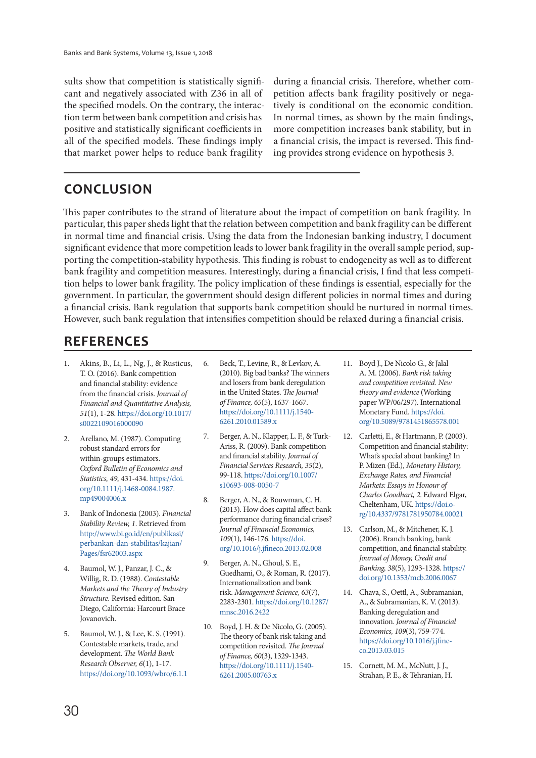sults show that competition is statistically significant and negatively associated with Z36 in all of the specified models. On the contrary, the interaction term between bank competition and crisis has positive and statistically significant coefficients in all of the specified models. These findings imply that market power helps to reduce bank fragility during a financial crisis. Therefore, whether competition affects bank fragility positively or negatively is conditional on the economic condition. In normal times, as shown by the main findings, more competition increases bank stability, but in a financial crisis, the impact is reversed. This finding provides strong evidence on hypothesis 3.

## CONCLUSION

This paper contributes to the strand of literature about the impact of competition on bank fragility. In particular, this paper sheds light that the relation between competition and bank fragility can be different in normal time and financial crisis. Using the data from the Indonesian banking industry, I document significant evidence that more competition leads to lower bank fragility in the overall sample period, supporting the competition-stability hypothesis. This finding is robust to endogeneity as well as to different bank fragility and competition measures. Interestingly, during a financial crisis, I find that less competition helps to lower bank fragility. The policy implication of these findings is essential, especially for the government. In particular, the government should design different policies in normal times and during a financial crisis. Bank regulation that supports bank competition should be nurtured in normal times. However, such bank regulation that intensifies competition should be relaxed during a financial crisis.

## REFERENCES

1. Akins, B., Li, L., Ng, J., & Rusticus, T. O. (2016). Bank competition and financial stability: evidence from the financial crisis. *Journal of Financial and Quantitative Analysis, 51*(1), 1-28. https://doi.org/10.1017/s0022109016000090
2. Arellano, M. (1987). Computing robust standard errors for within-groups estimators. *Oxford Bulletin of Economics and Statistics, 49,* 431-434. https://doi.org/10.1111/j.1468-0084.1987.mp49004006.x
3. Bank of Indonesia (2003). *Financial Stability Review, 1*. Retrieved from http://www.bi.go.id/en/publikasi/perbankan-dan-stabilitas/kajian/Pages/fsr62003.aspx
4. Baumol, W. J., Panzar, J. C., & Willig, R. D. (1988). *Contestable Markets and the Theory of Industry Structure.* Revised edition. San Diego, California: Harcourt Brace Jovanovich.
5. Baumol, W. J., & Lee, K. S. (1991). Contestable markets, trade, and development. *The World Bank Research Observer, 6*(1), 1-17. https://doi.org/10.1093/wbro/6.1.1
6. Beck, T., Levine, R., & Levkov, A. (2010). Big bad banks? The winners and losers from bank deregulation in the United States. *The Journal of Finance, 65*(5), 1637-1667. https://doi.org/10.1111/j.1540-6261.2010.01589.x
7. Berger, A. N., Klapper, L. F., & Turk-Ariss, R. (2009). Bank competition and financial stability. *Journal of Financial Services Research, 35*(2), 99-118. https://doi.org/10.1007/s10693-008-0050-7
8. Berger, A. N., & Bouwman, C. H. (2013). How does capital affect bank performance during financial crises? *Journal of Financial Economics, 109*(1), 146-176. https://doi.org/10.1016/j.jfineco.2013.02.008
9. Berger, A. N., Ghoul, S. E., Guedhami, O., & Roman, R. (2017). Internationalization and bank risk. *Management Science, 63*(7), 2283-2301. https://doi.org/10.1287/mnsc.2016.2422
10. Boyd, J. H. & De Nicolo, G. (2005). The theory of bank risk taking and competition revisited. *The Journal of Finance, 60*(3), 1329-1343. https://doi.org/10.1111/j.1540-6261.2005.00763.x
11. Boyd J., De Nicolo G., & Jalal A. M. (2006). *Bank risk taking and competition revisited. New theory and evidence* (Working paper WP/06/297). International Monetary Fund. https://doi.org/10.5089/9781451865578.001
12. Carletti, E., & Hartmann, P. (2003). Competition and financial stability: What's special about banking? In P. Mizen (Ed.), *Monetary History, Exchange Rates, and Financial Markets: Essays in Honour of Charles Goodhart, 2.* Edward Elgar, Cheltenham, UK. https://doi.org/10.4337/9781781950784.00021
13. Carlson, M., & Mitchener, K. J. (2006). Branch banking, bank competition, and financial stability. *Journal of Money, Credit and Banking, 38*(5), 1293-1328. https://doi.org/10.1353/mcb.2006.0067
14. Chava, S., Oettl, A., Subramanian, A., & Subramanian, K. V. (2013). Banking deregulation and innovation. *Journal of Financial Economics, 109*(3), 759-774. https://doi.org/10.1016/j.jfineco.2013.03.015
15. Cornett, M. M., McNutt, J. J., Strahan, P. E., & Tehranian, H.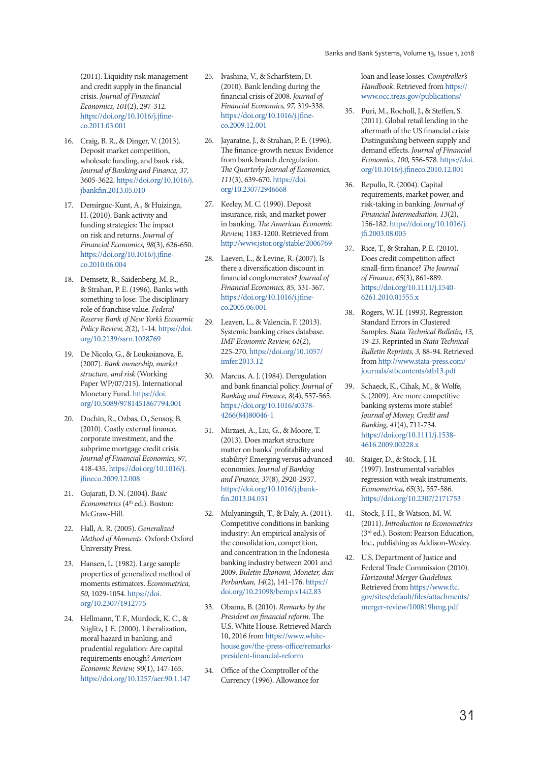(2011). Liquidity risk management and credit supply in the financial crisis. *Journal of Financial Economics, 101*(2), 297-312. https://doi.org/10.1016/j.jfineco.2011.03.001

16. Craig, B. R., & Dinger, V. (2013). Deposit market competition, wholesale funding, and bank risk. *Journal of Banking and Finance, 37*, 3605-3622. https://doi.org/10.1016/j.jbankfin.2013.05.010

17. Demirguc-Kunt, A., & Huizinga, H. (2010). Bank activity and funding strategies: The impact on risk and returns. *Journal of Financial Economics, 98*(3), 626-650. https://doi.org/10.1016/j.jfineco.2010.06.004

18. Demsetz, R., Saidenberg, M. R., & Strahan, P. E. (1996). Banks with something to lose: The disciplinary role of franchise value. *Federal Reserve Bank of New York's Economic Policy Review, 2*(2), 1-14. https://doi.org/10.2139/ssrn.1028769

19. De Nicolo, G., & Loukoianova, E. (2007). *Bank ownership, market structure, and risk* (Working Paper WP/07/215). International Monetary Fund. https://doi.org/10.5089/9781451867794.001

20. Duchin, R., Ozbas, O., Sensoy, B. (2010). Costly external finance, corporate investment, and the subprime mortgage credit crisis. *Journal of Financial Economics, 97*, 418-435. https://doi.org/10.1016/j.jfineco.2009.12.008

21. Gujarati, D. N. (2004). *Basic Econometrics* (4th ed.). Boston: McGraw-Hill.

22. Hall, A. R. (2005). *Generalized Method of Moments*. Oxford: Oxford University Press.

23. Hansen, L. (1982). Large sample properties of generalized method of moments estimators. *Econometrica, 50*, 1029-1054. https://doi.org/10.2307/1912775

24. Hellmann, T. F., Murdock, K. C., & Stiglitz, J. E. (2000). Liberalization, moral hazard in banking, and prudential regulation: Are capital requirements enough? *American Economic Review, 90*(1), 147-165. https://doi.org/10.1257/aer.90.1.147

25. Ivashina, V., & Scharfstein, D. (2010). Bank lending during the financial crisis of 2008. *Journal of Financial Economics, 97*, 319-338. https://doi.org/10.1016/j.jfineco.2009.12.001

26. Jayaratne, J., & Strahan, P. E. (1996). The finance-growth nexus: Evidence from bank branch deregulation. *The Quarterly Journal of Economics, 111*(3), 639-670. https://doi.org/10.2307/2946668

27. Keeley, M. C. (1990). Deposit insurance, risk, and market power in banking. *The American Economic Review*, 1183-1200. Retrieved from http://www.jstor.org/stable/2006769

28. Laeven, L., & Levine, R. (2007). Is there a diversification discount in financial conglomerates? *Journal of Financial Economics, 85*, 331-367. https://doi.org/10.1016/j.jfineco.2005.06.001

29. Leaven, L., & Valencia, F. (2013). Systemic banking crises database. *IMF Economic Review, 61*(2), 225-270. https://doi.org/10.1057/imfer.2013.12

30. Marcus, A. J. (1984). Deregulation and bank financial policy. *Journal of Banking and Finance, 8*(4), 557-565. https://doi.org/10.1016/s0378-4266(84)80046-1

31. Mirzaei, A., Liu, G., & Moore, T. (2013). Does market structure matter on banks' profitability and stability? Emerging versus advanced economies. *Journal of Banking and Finance, 37*(8), 2920-2937. https://doi.org/10.1016/j.jbankfin.2013.04.031

32. Mulyaningsih, T., & Daly, A. (2011). Competitive conditions in banking industry: An empirical analysis of the consolidation, competition, and concentration in the Indonesia banking industry between 2001 and 2009. *Buletin Ekonomi, Moneter, dan Perbankan, 14*(2), 141-176. https://doi.org/10.21098/bemp.v14i2.83

33. Obama, B. (2010). *Remarks by the President on financial reform*. The U.S. White House. Retrieved March 10, 2016 from https://www.white-house.gov/the-press-office/remarks-president-financial-reform

34. Office of the Comptroller of the Currency (1996). Allowance for loan and lease losses. *Comptroller's Handbook*. Retrieved from https://www.occ.treas.gov/publications/

35. Puri, M., Rocholl, J., & Steffen, S. (2011). Global retail lending in the aftermath of the US financial crisis: Distinguishing between supply and demand effects. *Journal of Financial Economics, 100*, 556-578. https://doi.org/10.1016/j.jfineco.2010.12.001

36. Repullo, R. (2004). Capital requirements, market power, and risk-taking in banking. *Journal of Financial Intermediation, 13*(2), 156-182. https://doi.org/10.1016/j.jfi.2003.08.005

37. Rice, T., & Strahan, P. E. (2010). Does credit competition affect small-firm finance? *The Journal of Finance, 65*(3), 861-889. https://doi.org/10.1111/j.1540-6261.2010.01555.x

38. Rogers, W. H. (1993). Regression Standard Errors in Clustered Samples. *Stata Technical Bulletin, 13*, 19-23. Reprinted in *Stata Technical Bulletin Reprints, 3*, 88-94. Retrieved from http://www.stata-press.com/journals/stbcontents/stb13.pdf

39. Schaeck, K., Cihak, M., & Wolfe, S. (2009). Are more competitive banking systems more stable? *Journal of Money, Credit and Banking, 41*(4), 711-734. https://doi.org/10.1111/j.1538-4616.2009.00228.x

40. Staiger, D., & Stock, J. H. (1997). Instrumental variables regression with weak instruments. *Econometrica, 65*(3), 557-586. https://doi.org/10.2307/2171753

41. Stock, J. H., & Watson, M. W. (2011). *Introduction to Econometrics* (3rd ed.). Boston: Pearson Education, Inc., publishing as Addison-Wesley.

42. U.S. Department of Justice and Federal Trade Commission (2010). *Horizontal Merger Guidelines*. Retrieved from https://www.ftc.gov/sites/default/files/attachments/merger-review/100819hmg.pdf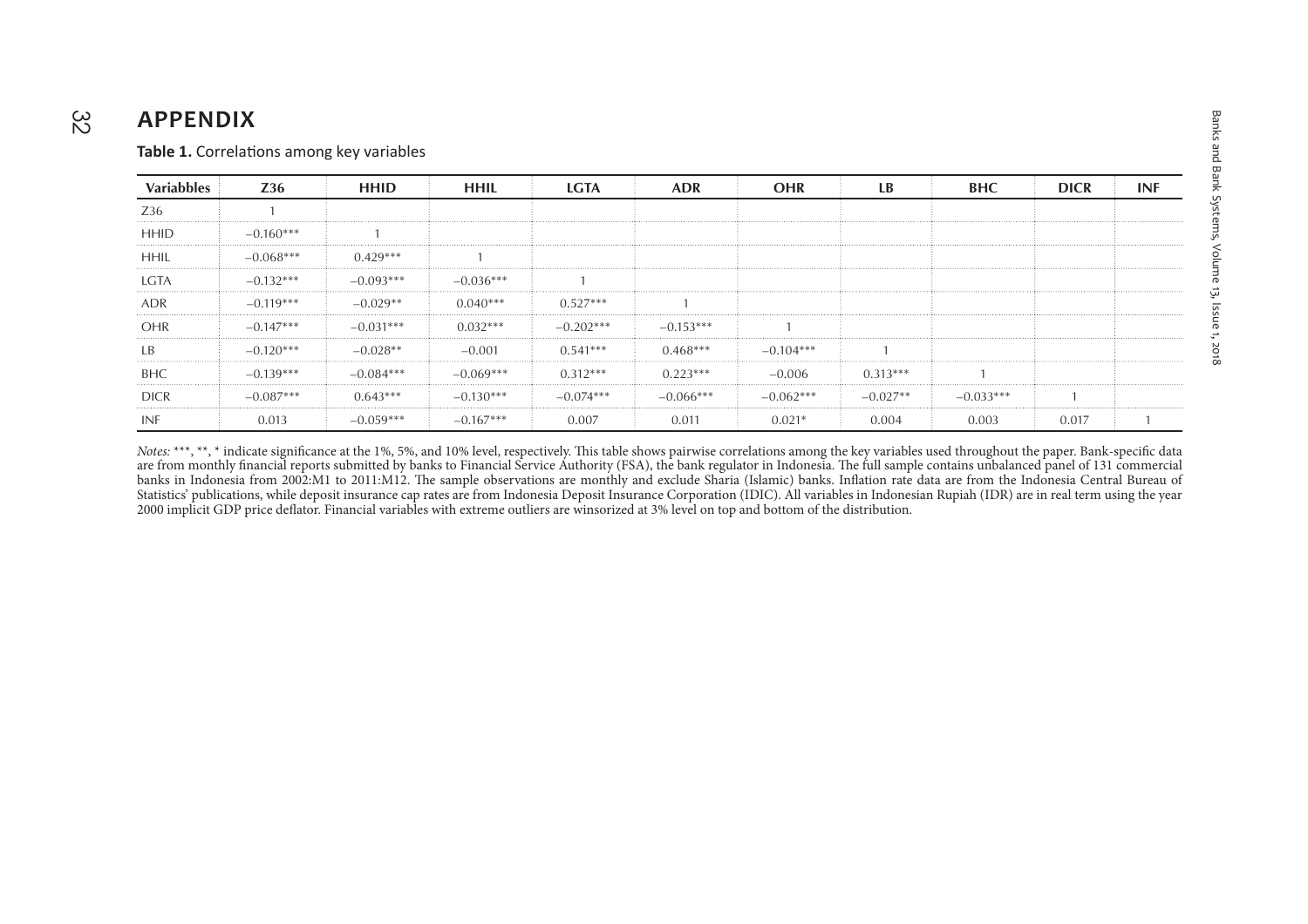# APPENDIX

**Table 1.** Correlations among key variables

| Variabbles | Z36 | HHID | HHIL | LGTA | ADR | OHR | LB | BHC | DICR | INF |
|---|---|---|---|---|---|---|---|---|---|---|
| Z36 | 1 | | | | | | | | | |
| HHID | −0.160*** | 1 | | | | | | | | |
| HHIL | −0.068*** | 0.429*** | 1 | | | | | | | |
| LGTA | −0.132*** | −0.093*** | −0.036*** | 1 | | | | | | |
| ADR | −0.119*** | −0.029** | 0.040*** | 0.527*** | 1 | | | | | |
| OHR | −0.147*** | −0.031*** | 0.032*** | −0.202*** | −0.153*** | 1 | | | | |
| LB | −0.120*** | −0.028** | −0.001 | 0.541*** | 0.468*** | −0.104*** | 1 | | | |
| BHC | −0.139*** | −0.084*** | −0.069*** | 0.312*** | 0.223*** | −0.006 | 0.313*** | 1 | | |
| DICR | −0.087*** | 0.643*** | −0.130*** | −0.074*** | −0.066*** | −0.062*** | −0.027** | −0.033*** | 1 | |
| INF | 0.013 | −0.059*** | −0.167*** | 0.007 | 0.011 | 0.021* | 0.004 | 0.003 | 0.017 | 1 |

*Notes:* ***, **, * indicate significance at the 1%, 5%, and 10% level, respectively. This table shows pairwise correlations among the key variables used throughout the paper. Bank-specific data are from monthly financial reports submitted by banks to Financial Service Authority (FSA), the bank regulator in Indonesia. The full sample contains unbalanced panel of 131 commercial banks in Indonesia from 2002:M1 to 2011:M12. The sample observations are monthly and exclude Sharia (Islamic) banks. Inflation rate data are from the Indonesia Central Bureau of Statistics' publications, while deposit insurance cap rates are from Indonesia Deposit Insurance Corporation (IDIC). All variables in Indonesian Rupiah (IDR) are in real term using the year 2000 implicit GDP price deflator. Financial variables with extreme outliers are winsorized at 3% level on top and bottom of the distribution.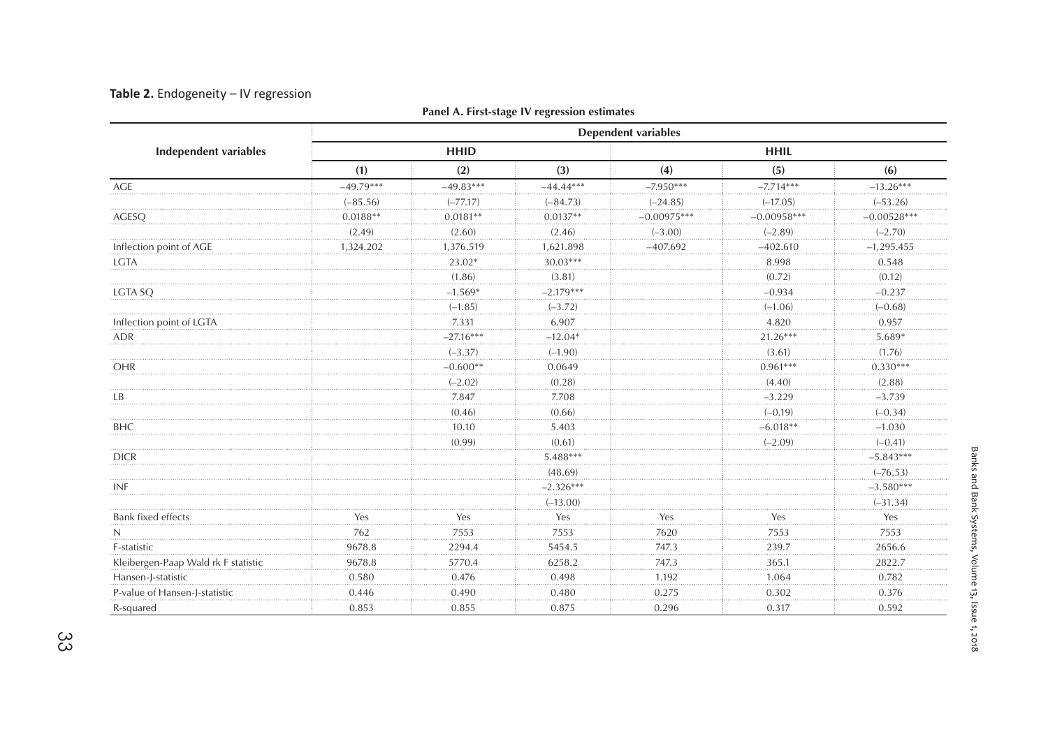**Table 2.** Endogeneity – IV regression

**Panel A. First-stage IV regression estimates**

| Independent variables | Dependent variables | | | | | |
|---|---|---|---|---|---|---|
| | HHID | | | HHIL | | |
| | (1) | (2) | (3) | (4) | (5) | (6) |
| AGE | −49.79*** | −49.83*** | −44.44*** | −7.950*** | −7.714*** | −13.26*** |
| | (−85.56) | (−77.17) | (−84.73) | (−24.85) | (−17.05) | (−53.26) |
| AGESQ | 0.0188** | 0.0181** | 0.0137** | −0.00975*** | −0.00958*** | −0.00528*** |
| | (2.49) | (2.60) | (2.46) | (−3.00) | (−2.89) | (−2.70) |
| Inflection point of AGE | 1,324.202 | 1,376.519 | 1,621.898 | −407.692 | −402.610 | −1,295.455 |
| LGTA | | 23.02* | 30.03*** | | 8.998 | 0.548 |
| | | (1.86) | (3.81) | | (0.72) | (0.12) |
| LGTA SQ | | −1.569* | −2.179*** | | −0.934 | −0.237 |
| | | (−1.85) | (−3.72) | | (−1.06) | (−0.68) |
| Inflection point of LGTA | | 7.331 | 6.907 | | 4.820 | 0.957 |
| ADR | | −27.16*** | −12.04* | | 21.26*** | 5.689* |
| | | (−3.37) | (−1.90) | | (3.61) | (1.76) |
| OHR | | −0.600** | 0.0649 | | 0.961*** | 0.330*** |
| | | (−2.02) | (0.28) | | (4.40) | (2.88) |
| LB | | 7.847 | 7.708 | | −3.229 | −3.739 |
| | | (0.46) | (0.66) | | (−0.19) | (−0.34) |
| BHC | | 10.10 | 5.403 | | −6.018** | −1.030 |
| | | (0.99) | (0.61) | | (−2.09) | (−0.41) |
| DICR | | | 5.488*** | | | −5.843*** |
| | | | (48.69) | | | (−76.53) |
| INF | | | −2.326*** | | | −3.580*** |
| | | | (−13.00) | | | (−31.34) |
| Bank fixed effects | Yes | Yes | Yes | Yes | Yes | Yes |
| N | 762 | 7553 | 7553 | 7620 | 7553 | 7553 |
| F-statistic | 9678.8 | 2294.4 | 5454.5 | 747.3 | 239.7 | 2656.6 |
| Kleibergen-Paap Wald rk F statistic | 9678.8 | 5770.4 | 6258.2 | 747.3 | 365.1 | 2822.7 |
| Hansen-J-statistic | 0.580 | 0.476 | 0.498 | 1.192 | 1.064 | 0.782 |
| P-value of Hansen-J-statistic | 0.446 | 0.490 | 0.480 | 0.275 | 0.302 | 0.376 |
| R-squared | 0.853 | 0.855 | 0.875 | 0.296 | 0.317 | 0.592 |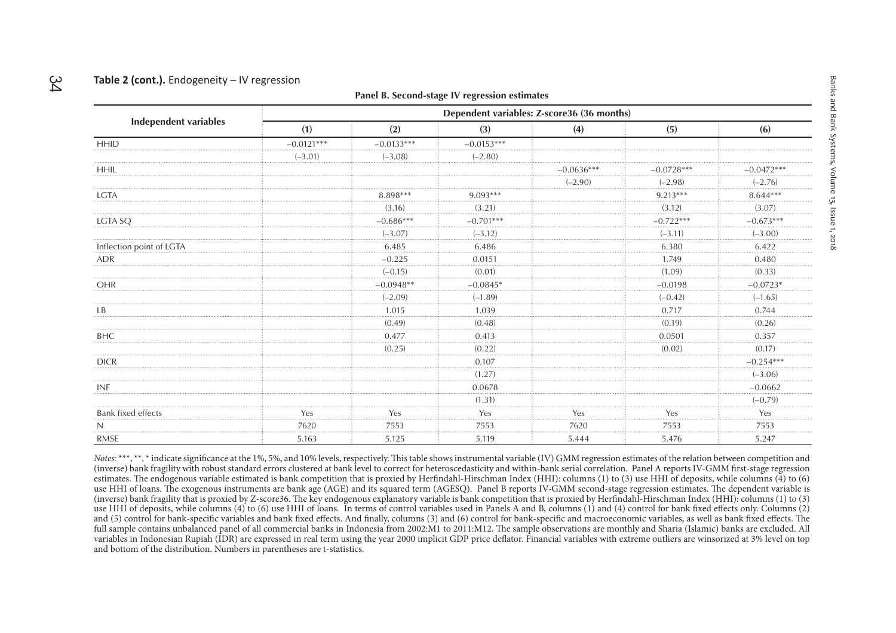**Table 2 (cont.).** Endogeneity – IV regression

**Panel B. Second-stage IV regression estimates**

| Independent variables | Dependent variables: Z-score36 (36 months) | | | | | |
|---|---|---|---|---|---|---|
| | (1) | (2) | (3) | (4) | (5) | (6) |
| HHID | –0.0121*** | –0.0133*** | –0.0153*** | | | |
| | (–3.01) | (–3.08) | (–2.80) | | | |
| HHIL | | | | –0.0636*** | –0.0728*** | –0.0472*** |
| | | | | (–2.90) | (–2.98) | (–2.76) |
| LGTA | | 8.898*** | 9.093*** | | 9.213*** | 8.644*** |
| | | (3.16) | (3.21) | | (3.12) | (3.07) |
| LGTA SQ | | –0.686*** | –0.701*** | | –0.722*** | –0.673*** |
| | | (–3.07) | (–3.12) | | (–3.11) | (–3.00) |
| Inflection point of LGTA | | 6.485 | 6.486 | | 6.380 | 6.422 |
| ADR | | –0.225 | 0.0151 | | 1.749 | 0.480 |
| | | (–0.15) | (0.01) | | (1.09) | (0.33) |
| OHR | | –0.0948** | –0.0845* | | –0.0198 | –0.0723* |
| | | (–2.09) | (–1.89) | | (–0.42) | (–1.65) |
| LB | | 1.015 | 1.039 | | 0.717 | 0.744 |
| | | (0.49) | (0.48) | | (0.19) | (0.26) |
| BHC | | 0.477 | 0.413 | | 0.0501 | 0.357 |
| | | (0.25) | (0.22) | | (0.02) | (0.17) |
| DICR | | | 0.107 | | | –0.254*** |
| | | | (1.27) | | | (–3.06) |
| INF | | | 0.0678 | | | –0.0662 |
| | | | (1.31) | | | (–0.79) |
| Bank fixed effects | Yes | Yes | Yes | Yes | Yes | Yes |
| N | 7620 | 7553 | 7553 | 7620 | 7553 | 7553 |
| RMSE | 5.163 | 5.125 | 5.119 | 5.444 | 5.476 | 5.247 |

*Notes:* ***, **, * indicate significance at the 1%, 5%, and 10% levels, respectively. This table shows instrumental variable (IV) GMM regression estimates of the relation between competition and (inverse) bank fragility with robust standard errors clustered at bank level to correct for heteroscedasticity and within-bank serial correlation. Panel A reports IV-GMM first-stage regression estimates. The endogenous variable estimated is bank competition that is proxied by Herfindahl-Hirschman Index (HHI): columns (1) to (3) use HHI of deposits, while columns (4) to (6) use HHI of loans. The exogenous instruments are bank age (AGE) and its squared term (AGESQ). Panel B reports IV-GMM second-stage regression estimates. The dependent variable is (inverse) bank fragility that is proxied by Z-score36. The key endogenous explanatory variable is bank competition that is proxied by Herfindahl-Hirschman Index (HHI): columns (1) to (3) use HHI of deposits, while columns (4) to (6) use HHI of loans. In terms of control variables used in Panels A and B, columns (1) and (4) control for bank fixed effects only. Columns (2) and (5) control for bank-specific variables and bank fixed effects. And finally, columns (3) and (6) control for bank-specific and macroeconomic variables, as well as bank fixed effects. The full sample contains unbalanced panel of all commercial banks in Indonesia from 2002:M1 to 2011:M12. The sample observations are monthly and Sharia (Islamic) banks are excluded. All variables in Indonesian Rupiah (IDR) are expressed in real term using the year 2000 implicit GDP price deflator. Financial variables with extreme outliers are winsorized at 3% level on top and bottom of the distribution. Numbers in parentheses are t-statistics.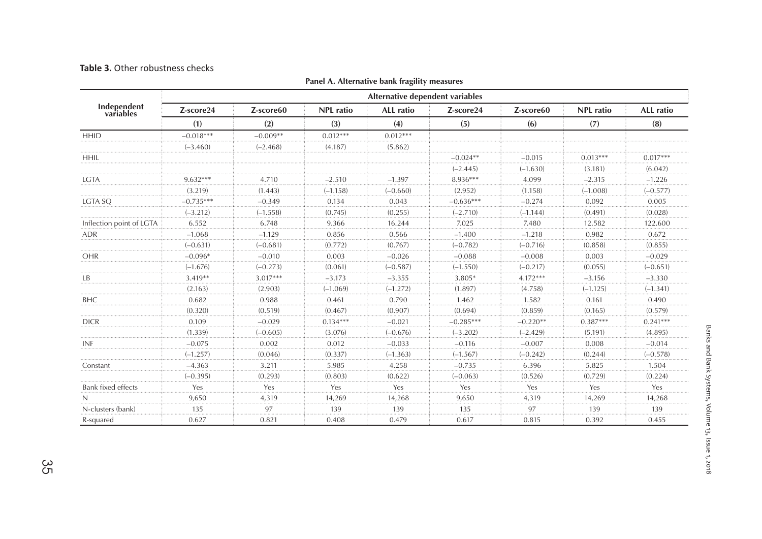**Table 3.** Other robustness checks

**Panel A. Alternative bank fragility measures**

| Independent variables | Alternative dependent variables | | | | | | | |
|---|---|---|---|---|---|---|---|---|
| | Z-score24 | Z-score60 | NPL ratio | ALL ratio | Z-score24 | Z-score60 | NPL ratio | ALL ratio |
| | (1) | (2) | (3) | (4) | (5) | (6) | (7) | (8) |
| HHID | –0.018*** | –0.009** | 0.012*** | 0.012*** | | | | |
| | (–3.460) | (–2.468) | (4.187) | (5.862) | | | | |
| HHIL | | | | | –0.024** | –0.015 | 0.013*** | 0.017*** |
| | | | | | (–2.445) | (–1.630) | (3.181) | (6.042) |
| LGTA | 9.632*** | 4.710 | –2.510 | –1.397 | 8.936*** | 4.099 | –2.315 | –1.226 |
| | (3.219) | (1.443) | (–1.158) | (–0.660) | (2.952) | (1.158) | (–1.008) | (–0.577) |
| LGTA SQ | –0.735*** | –0.349 | 0.134 | 0.043 | –0.636*** | –0.274 | 0.092 | 0.005 |
| | (–3.212) | (–1.558) | (0.745) | (0.255) | (–2.710) | (–1.144) | (0.491) | (0.028) |
| Inflection point of LGTA | 6.552 | 6.748 | 9.366 | 16.244 | 7.025 | 7.480 | 12.582 | 122.600 |
| ADR | –1.068 | –1.129 | 0.856 | 0.566 | –1.400 | –1.218 | 0.982 | 0.672 |
| | (–0.631) | (–0.681) | (0.772) | (0.767) | (–0.782) | (–0.716) | (0.858) | (0.855) |
| OHR | –0.096* | –0.010 | 0.003 | –0.026 | –0.088 | –0.008 | 0.003 | –0.029 |
| | (–1.676) | (–0.273) | (0.061) | (–0.587) | (–1.550) | (–0.217) | (0.055) | (–0.651) |
| LB | 3.419** | 3.017*** | –3.173 | –3.355 | 3.805* | 4.172*** | –3.156 | –3.330 |
| | (2.163) | (2.903) | (–1.069) | (–1.272) | (1.897) | (4.758) | (–1.125) | (–1.341) |
| BHC | 0.682 | 0.988 | 0.461 | 0.790 | 1.462 | 1.582 | 0.161 | 0.490 |
| | (0.320) | (0.519) | (0.467) | (0.907) | (0.694) | (0.859) | (0.165) | (0.579) |
| DICR | 0.109 | –0.029 | 0.134*** | –0.021 | –0.285*** | –0.220** | 0.387*** | 0.241*** |
| | (1.339) | (–0.605) | (3.076) | (–0.676) | (–3.202) | (–2.429) | (5.191) | (4.895) |
| INF | –0.075 | 0.002 | 0.012 | –0.033 | –0.116 | –0.007 | 0.008 | –0.014 |
| | (–1.257) | (0.046) | (0.337) | (–1.363) | (–1.567) | (–0.242) | (0.244) | (–0.578) |
| Constant | –4.363 | 3.211 | 5.985 | 4.258 | –0.735 | 6.396 | 5.825 | 1.504 |
| | (–0.395) | (0.293) | (0.803) | (0.622) | (–0.063) | (0.526) | (0.729) | (0.224) |
| Bank fixed effects | Yes | Yes | Yes | Yes | Yes | Yes | Yes | Yes |
| N | 9,650 | 4,319 | 14,269 | 14,268 | 9,650 | 4,319 | 14,269 | 14,268 |
| N-clusters (bank) | 135 | 97 | 139 | 139 | 135 | 97 | 139 | 139 |
| R-squared | 0.627 | 0.821 | 0.408 | 0.479 | 0.617 | 0.815 | 0.392 | 0.455 |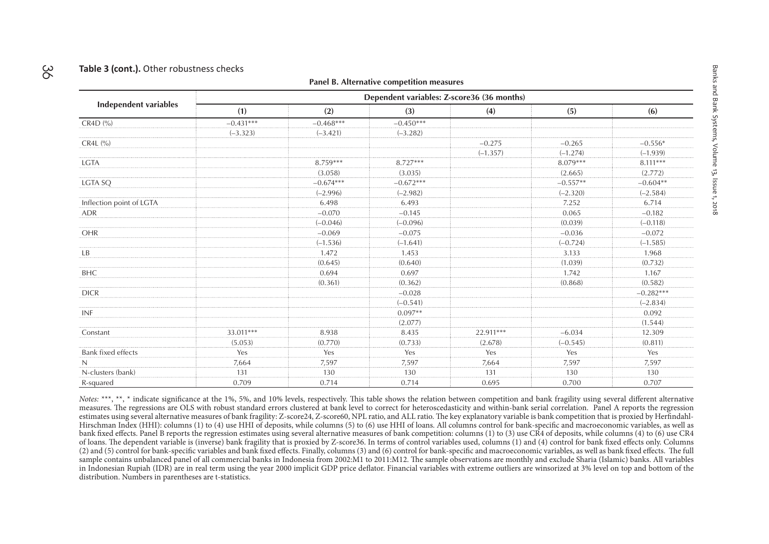**Table 3 (cont.).** Other robustness checks

**Panel B. Alternative competition measures**

| Independent variables | Dependent variables: Z-score36 (36 months) | | | | | |
|---|---|---|---|---|---|---|
| | (1) | (2) | (3) | (4) | (5) | (6) |
| CR4D (%) | –0.431*** | –0.468*** | –0.450*** | | | |
| | (–3.323) | (–3.421) | (–3.282) | | | |
| CR4L (%) | | | | –0.275 | –0.265 | –0.556* |
| | | | | (–1.357) | (–1.274) | (–1.939) |
| LGTA | | 8.759*** | 8.727*** | | 8.079*** | 8.111*** |
| | | (3.058) | (3.035) | | (2.665) | (2.772) |
| LGTA SQ | | –0.674*** | –0.672*** | | –0.557** | –0.604** |
| | | (–2.996) | (–2.982) | | (–2.320) | (–2.584) |
| Inflection point of LGTA | | 6.498 | 6.493 | | 7.252 | 6.714 |
| ADR | | –0.070 | –0.145 | | 0.065 | –0.182 |
| | | (–0.046) | (–0.096) | | (0.039) | (–0.118) |
| OHR | | –0.069 | –0.075 | | –0.036 | –0.072 |
| | | (–1.536) | (–1.641) | | (–0.724) | (–1.585) |
| LB | | 1.472 | 1.453 | | 3.133 | 1.968 |
| | | (0.645) | (0.640) | | (1.039) | (0.732) |
| BHC | | 0.694 | 0.697 | | 1.742 | 1.167 |
| | | (0.361) | (0.362) | | (0.868) | (0.582) |
| DICR | | | –0.028 | | | –0.282*** |
| | | | (–0.541) | | | (–2.834) |
| INF | | | 0.097** | | | 0.092 |
| | | | (2.077) | | | (1.544) |
| Constant | 33.011*** | 8.938 | 8.435 | 22.911*** | –6.034 | 12.309 |
| | (5.053) | (0.770) | (0.733) | (2.678) | (–0.545) | (0.811) |
| Bank fixed effects | Yes | Yes | Yes | Yes | Yes | Yes |
| N | 7,664 | 7,597 | 7,597 | 7,664 | 7,597 | 7,597 |
| N-clusters (bank) | 131 | 130 | 130 | 131 | 130 | 130 |
| R-squared | 0.709 | 0.714 | 0.714 | 0.695 | 0.700 | 0.707 |

*Notes:* \*\*\*, \*\*, \* indicate significance at the 1%, 5%, and 10% levels, respectively. This table shows the relation between competition and bank fragility using several different alternative measures. The regressions are OLS with robust standard errors clustered at bank level to correct for heteroscedasticity and within-bank serial correlation. Panel A reports the regression estimates using several alternative measures of bank fragility: Z-score24, Z-score60, NPL ratio, and ALL ratio. The key explanatory variable is bank competition that is proxied by Herfindahl-Hirschman Index (HHI): columns (1) to (4) use HHI of deposits, while columns (5) to (6) use HHI of loans. All columns control for bank-specific and macroeconomic variables, as well as bank fixed effects. Panel B reports the regression estimates using several alternative measures of bank competition: columns (1) to (3) use CR4 of deposits, while columns (4) to (6) use CR4 of loans. The dependent variable is (inverse) bank fragility that is proxied by Z-score36. In terms of control variables used, columns (1) and (4) control for bank fixed effects only. Columns (2) and (5) control for bank-specific variables and bank fixed effects. Finally, columns (3) and (6) control for bank-specific and macroeconomic variables, as well as bank fixed effects. The full sample contains unbalanced panel of all commercial banks in Indonesia from 2002:M1 to 2011:M12. The sample observations are monthly and exclude Sharia (Islamic) banks. All variables in Indonesian Rupiah (IDR) are in real term using the year 2000 implicit GDP price deflator. Financial variables with extreme outliers are winsorized at 3% level on top and bottom of the distribution. Numbers in parentheses are t-statistics.